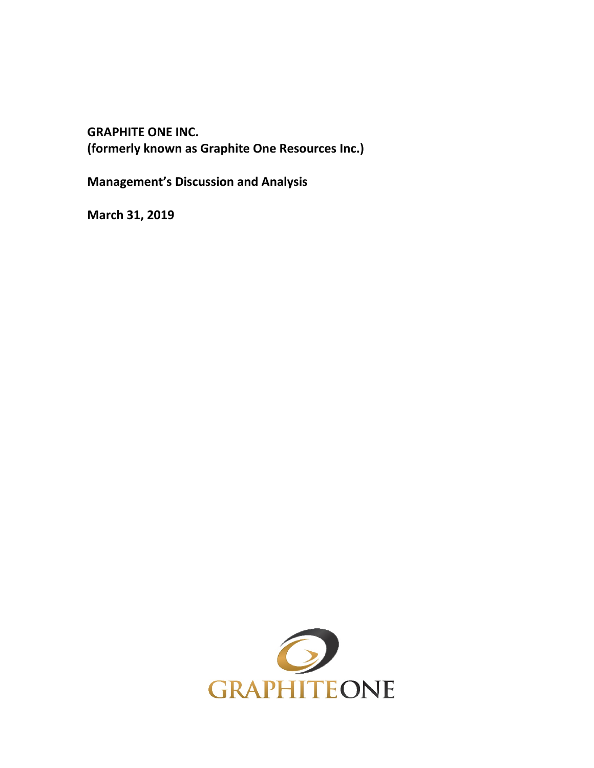**GRAPHITE ONE INC.**
**(formerly known as Graphite One Resources Inc.)**

**Management's Discussion and Analysis**

**March 31, 2019**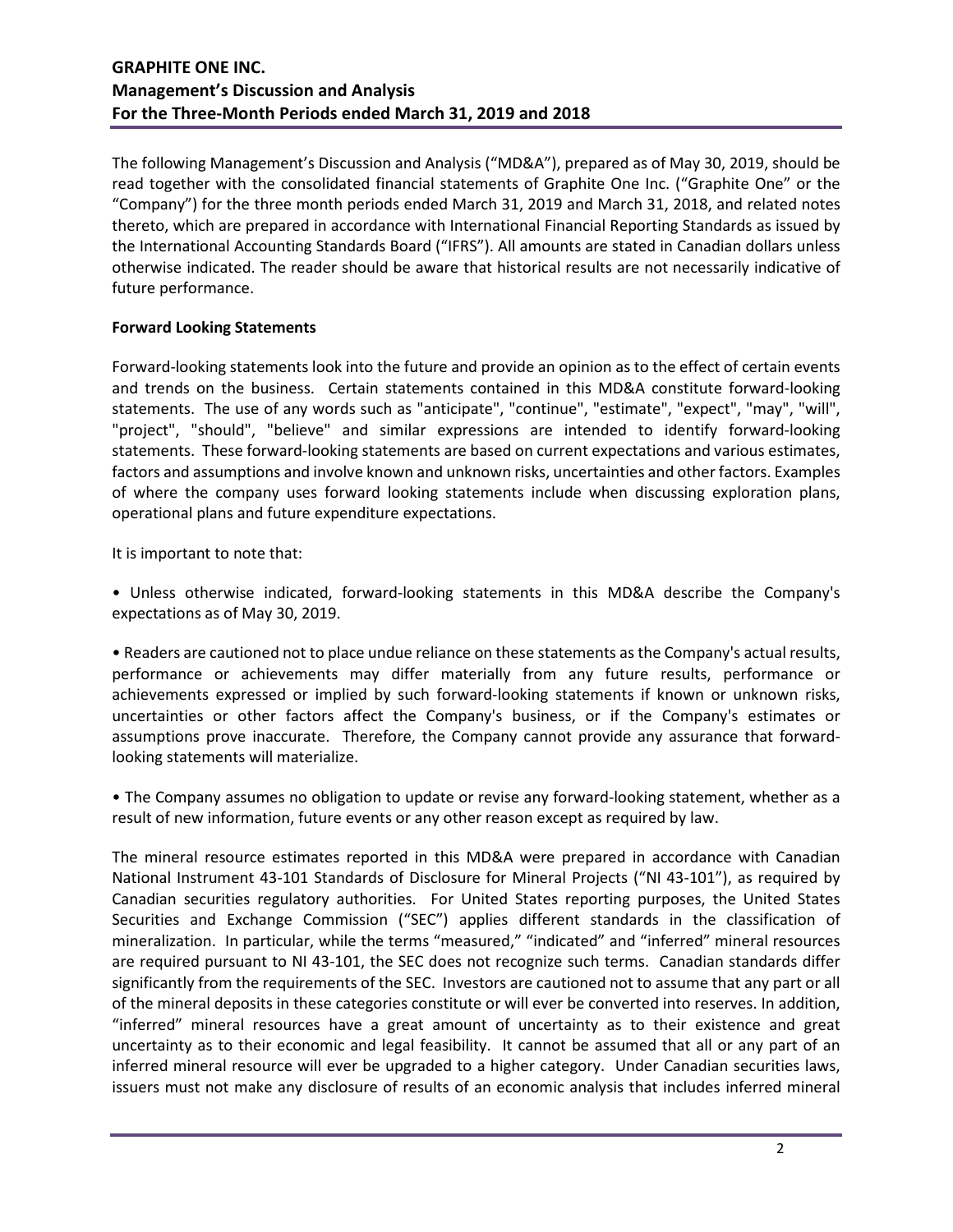The following Management's Discussion and Analysis ("MD&A"), prepared as of May 30, 2019, should be read together with the consolidated financial statements of Graphite One Inc. ("Graphite One" or the "Company") for the three month periods ended March 31, 2019 and March 31, 2018, and related notes thereto, which are prepared in accordance with International Financial Reporting Standards as issued by the International Accounting Standards Board ("IFRS"). All amounts are stated in Canadian dollars unless otherwise indicated. The reader should be aware that historical results are not necessarily indicative of future performance.

**Forward Looking Statements**

Forward-looking statements look into the future and provide an opinion as to the effect of certain events and trends on the business. Certain statements contained in this MD&A constitute forward-looking statements. The use of any words such as "anticipate", "continue", "estimate", "expect", "may", "will", "project", "should", "believe" and similar expressions are intended to identify forward-looking statements. These forward-looking statements are based on current expectations and various estimates, factors and assumptions and involve known and unknown risks, uncertainties and other factors. Examples of where the company uses forward looking statements include when discussing exploration plans, operational plans and future expenditure expectations.

It is important to note that:

• Unless otherwise indicated, forward-looking statements in this MD&A describe the Company's expectations as of May 30, 2019.

• Readers are cautioned not to place undue reliance on these statements as the Company's actual results, performance or achievements may differ materially from any future results, performance or achievements expressed or implied by such forward-looking statements if known or unknown risks, uncertainties or other factors affect the Company's business, or if the Company's estimates or assumptions prove inaccurate. Therefore, the Company cannot provide any assurance that forward-looking statements will materialize.

• The Company assumes no obligation to update or revise any forward-looking statement, whether as a result of new information, future events or any other reason except as required by law.

The mineral resource estimates reported in this MD&A were prepared in accordance with Canadian National Instrument 43-101 Standards of Disclosure for Mineral Projects ("NI 43-101"), as required by Canadian securities regulatory authorities. For United States reporting purposes, the United States Securities and Exchange Commission ("SEC") applies different standards in the classification of mineralization. In particular, while the terms "measured," "indicated" and "inferred" mineral resources are required pursuant to NI 43-101, the SEC does not recognize such terms. Canadian standards differ significantly from the requirements of the SEC. Investors are cautioned not to assume that any part or all of the mineral deposits in these categories constitute or will ever be converted into reserves. In addition, "inferred" mineral resources have a great amount of uncertainty as to their existence and great uncertainty as to their economic and legal feasibility. It cannot be assumed that all or any part of an inferred mineral resource will ever be upgraded to a higher category. Under Canadian securities laws, issuers must not make any disclosure of results of an economic analysis that includes inferred mineral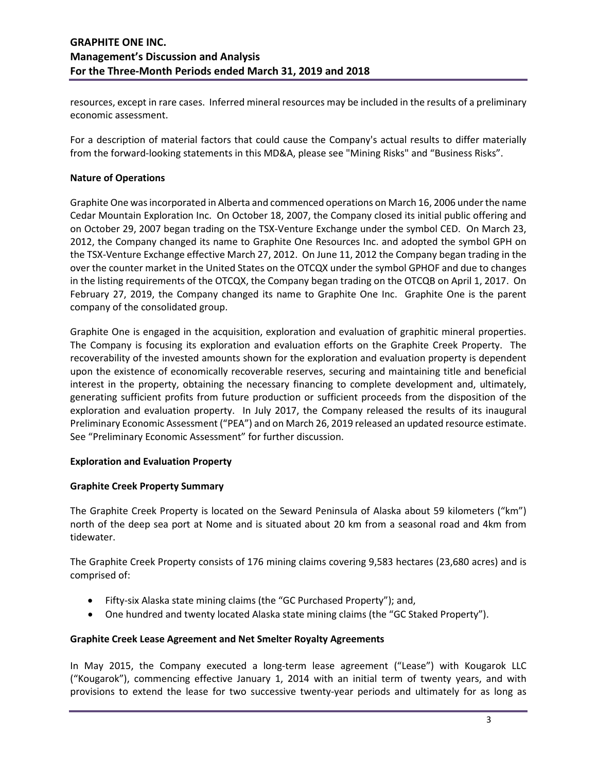resources, except in rare cases. Inferred mineral resources may be included in the results of a preliminary economic assessment.

For a description of material factors that could cause the Company's actual results to differ materially from the forward-looking statements in this MD&A, please see "Mining Risks" and "Business Risks".

**Nature of Operations**

Graphite One was incorporated in Alberta and commenced operations on March 16, 2006 under the name Cedar Mountain Exploration Inc. On October 18, 2007, the Company closed its initial public offering and on October 29, 2007 began trading on the TSX-Venture Exchange under the symbol CED. On March 23, 2012, the Company changed its name to Graphite One Resources Inc. and adopted the symbol GPH on the TSX-Venture Exchange effective March 27, 2012. On June 11, 2012 the Company began trading in the over the counter market in the United States on the OTCQX under the symbol GPHOF and due to changes in the listing requirements of the OTCQX, the Company began trading on the OTCQB on April 1, 2017. On February 27, 2019, the Company changed its name to Graphite One Inc. Graphite One is the parent company of the consolidated group.

Graphite One is engaged in the acquisition, exploration and evaluation of graphitic mineral properties. The Company is focusing its exploration and evaluation efforts on the Graphite Creek Property. The recoverability of the invested amounts shown for the exploration and evaluation property is dependent upon the existence of economically recoverable reserves, securing and maintaining title and beneficial interest in the property, obtaining the necessary financing to complete development and, ultimately, generating sufficient profits from future production or sufficient proceeds from the disposition of the exploration and evaluation property. In July 2017, the Company released the results of its inaugural Preliminary Economic Assessment ("PEA") and on March 26, 2019 released an updated resource estimate. See "Preliminary Economic Assessment" for further discussion.

**Exploration and Evaluation Property**

**Graphite Creek Property Summary**

The Graphite Creek Property is located on the Seward Peninsula of Alaska about 59 kilometers ("km") north of the deep sea port at Nome and is situated about 20 km from a seasonal road and 4km from tidewater.

The Graphite Creek Property consists of 176 mining claims covering 9,583 hectares (23,680 acres) and is comprised of:

- Fifty-six Alaska state mining claims (the "GC Purchased Property"); and,
- One hundred and twenty located Alaska state mining claims (the "GC Staked Property").

**Graphite Creek Lease Agreement and Net Smelter Royalty Agreements**

In May 2015, the Company executed a long-term lease agreement ("Lease") with Kougarok LLC ("Kougarok"), commencing effective January 1, 2014 with an initial term of twenty years, and with provisions to extend the lease for two successive twenty-year periods and ultimately for as long as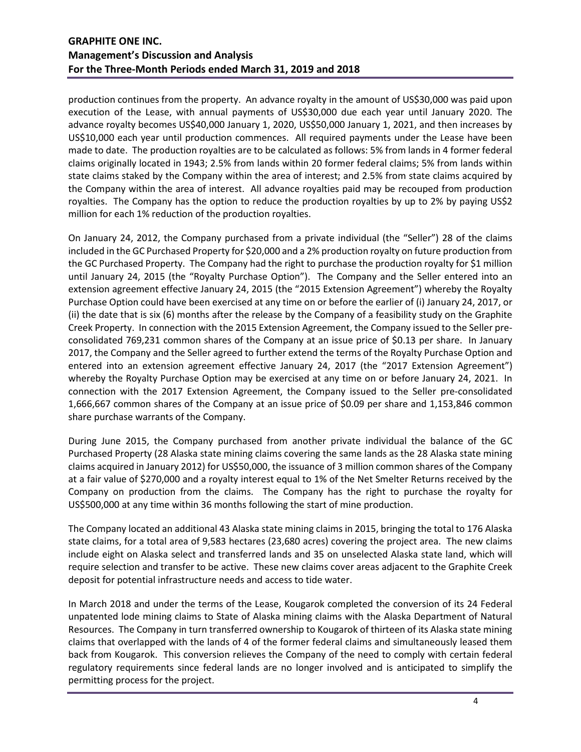production continues from the property. An advance royalty in the amount of US$30,000 was paid upon execution of the Lease, with annual payments of US$30,000 due each year until January 2020. The advance royalty becomes US$40,000 January 1, 2020, US$50,000 January 1, 2021, and then increases by US$10,000 each year until production commences. All required payments under the Lease have been made to date. The production royalties are to be calculated as follows: 5% from lands in 4 former federal claims originally located in 1943; 2.5% from lands within 20 former federal claims; 5% from lands within state claims staked by the Company within the area of interest; and 2.5% from state claims acquired by the Company within the area of interest. All advance royalties paid may be recouped from production royalties. The Company has the option to reduce the production royalties by up to 2% by paying US$2 million for each 1% reduction of the production royalties.

On January 24, 2012, the Company purchased from a private individual (the "Seller") 28 of the claims included in the GC Purchased Property for $20,000 and a 2% production royalty on future production from the GC Purchased Property. The Company had the right to purchase the production royalty for $1 million until January 24, 2015 (the "Royalty Purchase Option"). The Company and the Seller entered into an extension agreement effective January 24, 2015 (the "2015 Extension Agreement") whereby the Royalty Purchase Option could have been exercised at any time on or before the earlier of (i) January 24, 2017, or (ii) the date that is six (6) months after the release by the Company of a feasibility study on the Graphite Creek Property. In connection with the 2015 Extension Agreement, the Company issued to the Seller pre-consolidated 769,231 common shares of the Company at an issue price of $0.13 per share. In January 2017, the Company and the Seller agreed to further extend the terms of the Royalty Purchase Option and entered into an extension agreement effective January 24, 2017 (the "2017 Extension Agreement") whereby the Royalty Purchase Option may be exercised at any time on or before January 24, 2021. In connection with the 2017 Extension Agreement, the Company issued to the Seller pre-consolidated 1,666,667 common shares of the Company at an issue price of $0.09 per share and 1,153,846 common share purchase warrants of the Company.

During June 2015, the Company purchased from another private individual the balance of the GC Purchased Property (28 Alaska state mining claims covering the same lands as the 28 Alaska state mining claims acquired in January 2012) for US$50,000, the issuance of 3 million common shares of the Company at a fair value of $270,000 and a royalty interest equal to 1% of the Net Smelter Returns received by the Company on production from the claims. The Company has the right to purchase the royalty for US$500,000 at any time within 36 months following the start of mine production.

The Company located an additional 43 Alaska state mining claims in 2015, bringing the total to 176 Alaska state claims, for a total area of 9,583 hectares (23,680 acres) covering the project area. The new claims include eight on Alaska select and transferred lands and 35 on unselected Alaska state land, which will require selection and transfer to be active. These new claims cover areas adjacent to the Graphite Creek deposit for potential infrastructure needs and access to tide water.

In March 2018 and under the terms of the Lease, Kougarok completed the conversion of its 24 Federal unpatented lode mining claims to State of Alaska mining claims with the Alaska Department of Natural Resources. The Company in turn transferred ownership to Kougarok of thirteen of its Alaska state mining claims that overlapped with the lands of 4 of the former federal claims and simultaneously leased them back from Kougarok. This conversion relieves the Company of the need to comply with certain federal regulatory requirements since federal lands are no longer involved and is anticipated to simplify the permitting process for the project.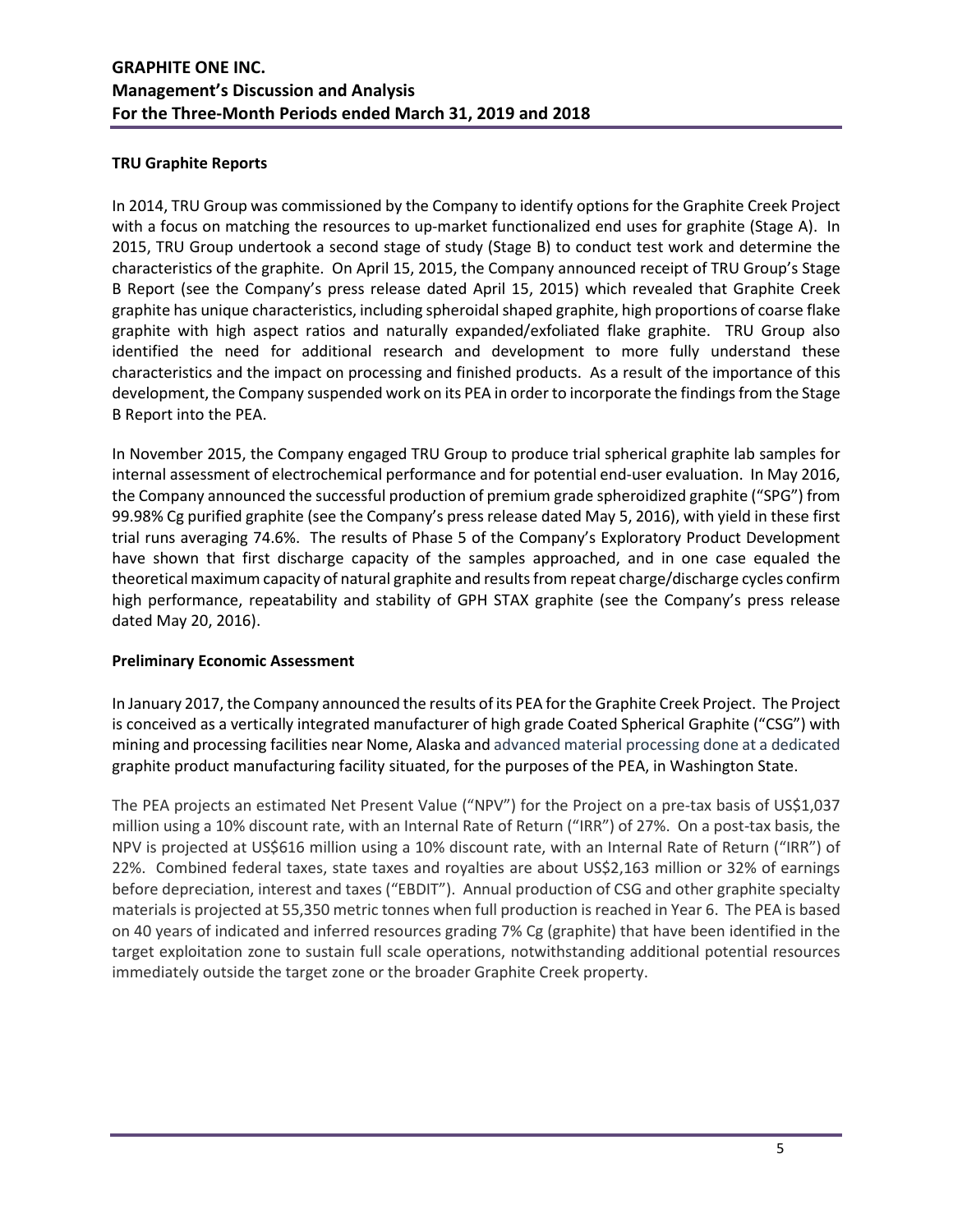#### TRU Graphite Reports

In 2014, TRU Group was commissioned by the Company to identify options for the Graphite Creek Project with a focus on matching the resources to up-market functionalized end uses for graphite (Stage A). In 2015, TRU Group undertook a second stage of study (Stage B) to conduct test work and determine the characteristics of the graphite. On April 15, 2015, the Company announced receipt of TRU Group's Stage B Report (see the Company's press release dated April 15, 2015) which revealed that Graphite Creek graphite has unique characteristics, including spheroidal shaped graphite, high proportions of coarse flake graphite with high aspect ratios and naturally expanded/exfoliated flake graphite. TRU Group also identified the need for additional research and development to more fully understand these characteristics and the impact on processing and finished products. As a result of the importance of this development, the Company suspended work on its PEA in order to incorporate the findings from the Stage B Report into the PEA.

In November 2015, the Company engaged TRU Group to produce trial spherical graphite lab samples for internal assessment of electrochemical performance and for potential end-user evaluation. In May 2016, the Company announced the successful production of premium grade spheroidized graphite ("SPG") from 99.98% Cg purified graphite (see the Company's press release dated May 5, 2016), with yield in these first trial runs averaging 74.6%. The results of Phase 5 of the Company's Exploratory Product Development have shown that first discharge capacity of the samples approached, and in one case equaled the theoretical maximum capacity of natural graphite and results from repeat charge/discharge cycles confirm high performance, repeatability and stability of GPH STAX graphite (see the Company's press release dated May 20, 2016).

#### Preliminary Economic Assessment

In January 2017, the Company announced the results of its PEA for the Graphite Creek Project. The Project is conceived as a vertically integrated manufacturer of high grade Coated Spherical Graphite ("CSG") with mining and processing facilities near Nome, Alaska and advanced material processing done at a dedicated graphite product manufacturing facility situated, for the purposes of the PEA, in Washington State.

The PEA projects an estimated Net Present Value ("NPV") for the Project on a pre-tax basis of US$1,037 million using a 10% discount rate, with an Internal Rate of Return ("IRR") of 27%. On a post-tax basis, the NPV is projected at US$616 million using a 10% discount rate, with an Internal Rate of Return ("IRR") of 22%. Combined federal taxes, state taxes and royalties are about US$2,163 million or 32% of earnings before depreciation, interest and taxes ("EBDIT"). Annual production of CSG and other graphite specialty materials is projected at 55,350 metric tonnes when full production is reached in Year 6. The PEA is based on 40 years of indicated and inferred resources grading 7% Cg (graphite) that have been identified in the target exploitation zone to sustain full scale operations, notwithstanding additional potential resources immediately outside the target zone or the broader Graphite Creek property.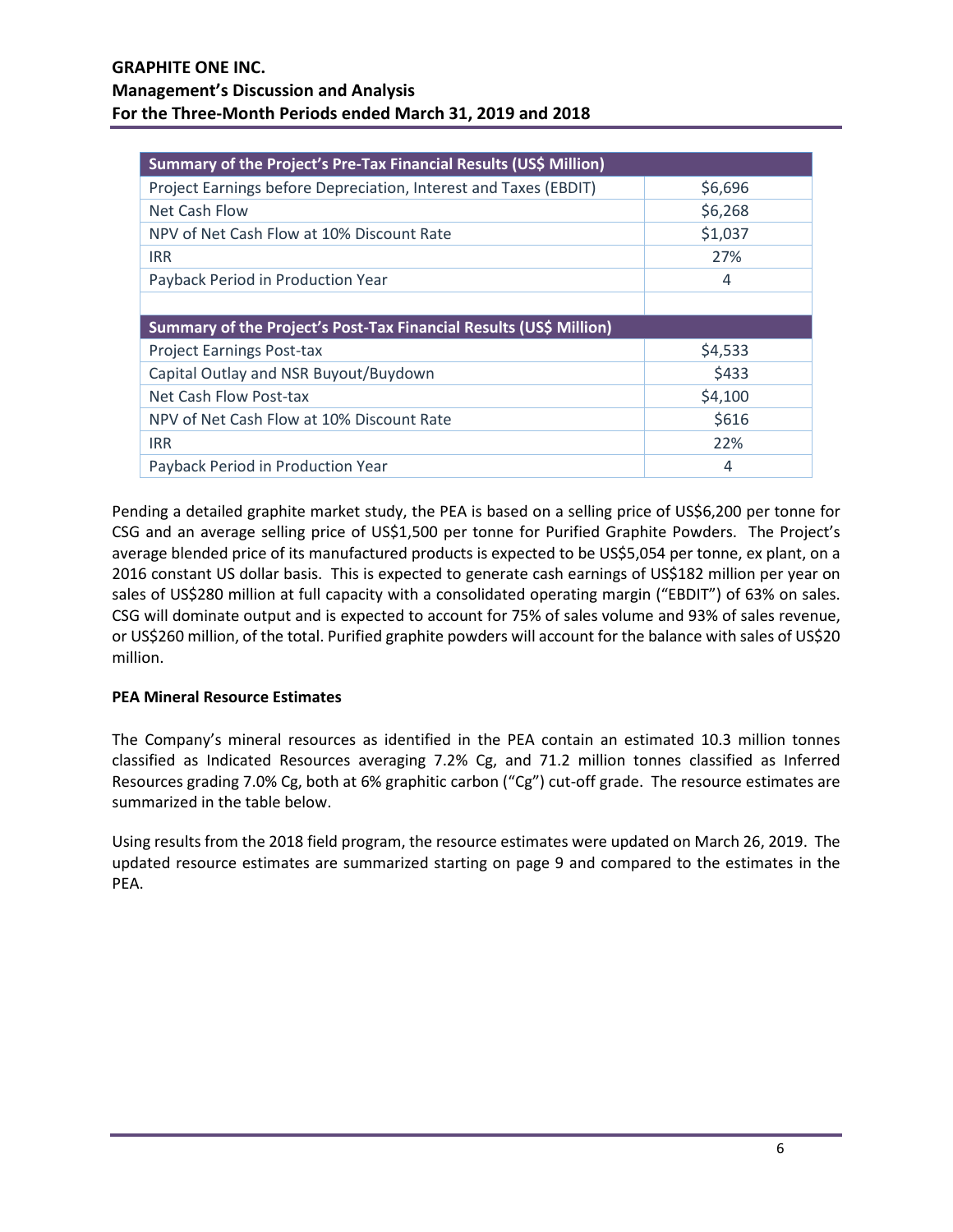| Summary of the Project's Pre-Tax Financial Results (US$ Million) | |
|---|---|
| Project Earnings before Depreciation, Interest and Taxes (EBDIT) | $6,696 |
| Net Cash Flow | $6,268 |
| NPV of Net Cash Flow at 10% Discount Rate | $1,037 |
| IRR | 27% |
| Payback Period in Production Year | 4 |
| | |
| **Summary of the Project's Post-Tax Financial Results (US$ Million)** | |
| Project Earnings Post-tax | $4,533 |
| Capital Outlay and NSR Buyout/Buydown | $433 |
| Net Cash Flow Post-tax | $4,100 |
| NPV of Net Cash Flow at 10% Discount Rate | $616 |
| IRR | 22% |
| Payback Period in Production Year | 4 |

Pending a detailed graphite market study, the PEA is based on a selling price of US$6,200 per tonne for CSG and an average selling price of US$1,500 per tonne for Purified Graphite Powders. The Project's average blended price of its manufactured products is expected to be US$5,054 per tonne, ex plant, on a 2016 constant US dollar basis. This is expected to generate cash earnings of US$182 million per year on sales of US$280 million at full capacity with a consolidated operating margin ("EBDIT") of 63% on sales. CSG will dominate output and is expected to account for 75% of sales volume and 93% of sales revenue, or US$260 million, of the total. Purified graphite powders will account for the balance with sales of US$20 million.

**PEA Mineral Resource Estimates**

The Company's mineral resources as identified in the PEA contain an estimated 10.3 million tonnes classified as Indicated Resources averaging 7.2% Cg, and 71.2 million tonnes classified as Inferred Resources grading 7.0% Cg, both at 6% graphitic carbon ("Cg") cut-off grade. The resource estimates are summarized in the table below.

Using results from the 2018 field program, the resource estimates were updated on March 26, 2019. The updated resource estimates are summarized starting on page 9 and compared to the estimates in the PEA.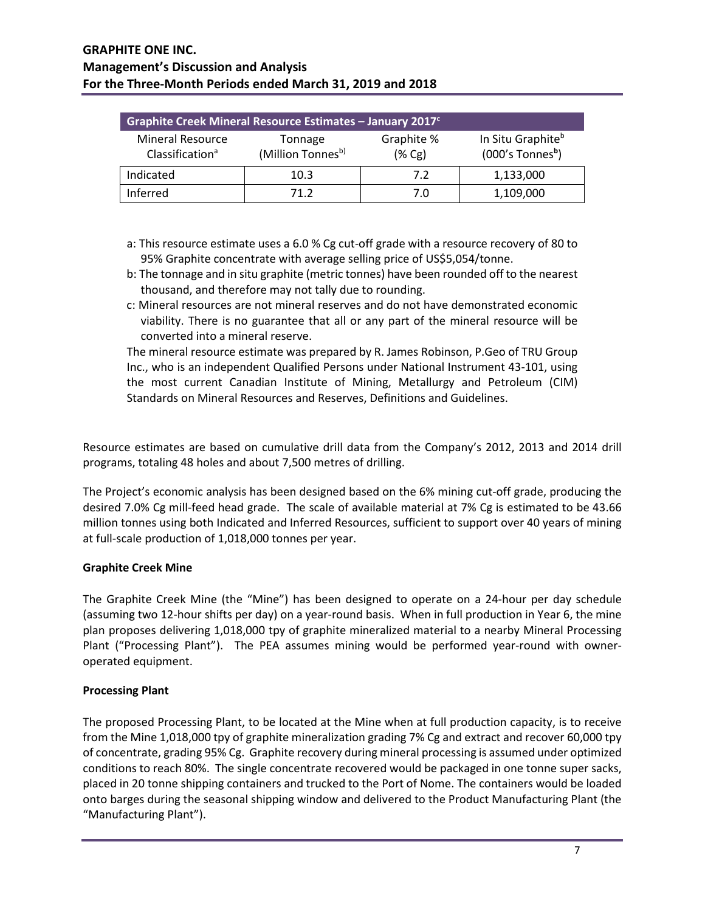| Graphite Creek Mineral Resource Estimates – January 2017[c] | | | |
|---|---|---|---|
| Mineral Resource Classification[a] | Tonnage (Million Tonnes[b]) | Graphite % (% Cg) | In Situ Graphite[b] (000's Tonnes[b]) |
| Indicated | 10.3 | 7.2 | 1,133,000 |
| Inferred | 71.2 | 7.0 | 1,109,000 |

a: This resource estimate uses a 6.0 % Cg cut-off grade with a resource recovery of 80 to 95% Graphite concentrate with average selling price of US$5,054/tonne.

b: The tonnage and in situ graphite (metric tonnes) have been rounded off to the nearest thousand, and therefore may not tally due to rounding.

c: Mineral resources are not mineral reserves and do not have demonstrated economic viability. There is no guarantee that all or any part of the mineral resource will be converted into a mineral reserve.

The mineral resource estimate was prepared by R. James Robinson, P.Geo of TRU Group Inc., who is an independent Qualified Persons under National Instrument 43-101, using the most current Canadian Institute of Mining, Metallurgy and Petroleum (CIM) Standards on Mineral Resources and Reserves, Definitions and Guidelines.

Resource estimates are based on cumulative drill data from the Company's 2012, 2013 and 2014 drill programs, totaling 48 holes and about 7,500 metres of drilling.

The Project's economic analysis has been designed based on the 6% mining cut-off grade, producing the desired 7.0% Cg mill-feed head grade. The scale of available material at 7% Cg is estimated to be 43.66 million tonnes using both Indicated and Inferred Resources, sufficient to support over 40 years of mining at full-scale production of 1,018,000 tonnes per year.

**Graphite Creek Mine**

The Graphite Creek Mine (the "Mine") has been designed to operate on a 24-hour per day schedule (assuming two 12-hour shifts per day) on a year-round basis. When in full production in Year 6, the mine plan proposes delivering 1,018,000 tpy of graphite mineralized material to a nearby Mineral Processing Plant ("Processing Plant"). The PEA assumes mining would be performed year-round with owner-operated equipment.

**Processing Plant**

The proposed Processing Plant, to be located at the Mine when at full production capacity, is to receive from the Mine 1,018,000 tpy of graphite mineralization grading 7% Cg and extract and recover 60,000 tpy of concentrate, grading 95% Cg. Graphite recovery during mineral processing is assumed under optimized conditions to reach 80%. The single concentrate recovered would be packaged in one tonne super sacks, placed in 20 tonne shipping containers and trucked to the Port of Nome. The containers would be loaded onto barges during the seasonal shipping window and delivered to the Product Manufacturing Plant (the "Manufacturing Plant").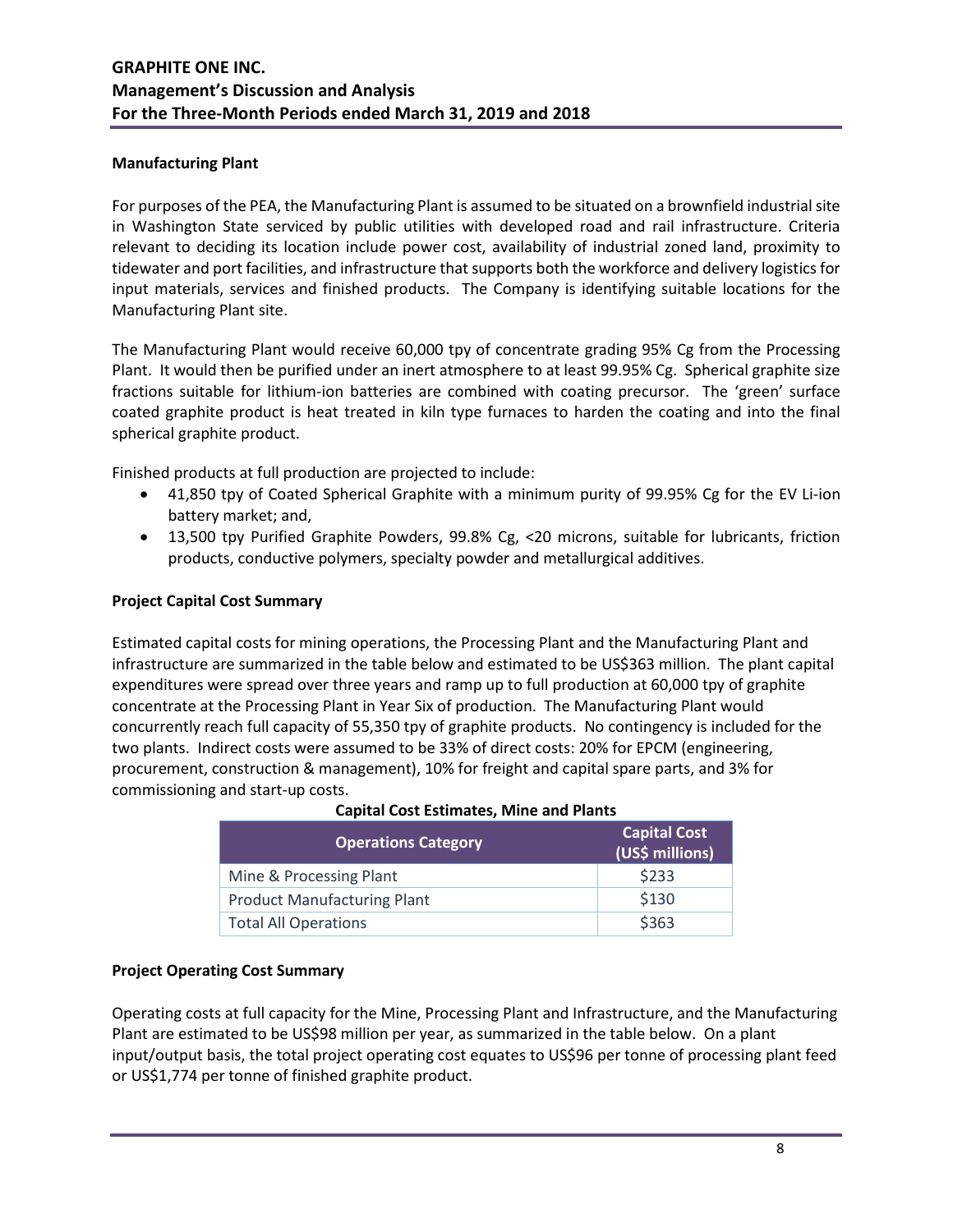**Manufacturing Plant**

For purposes of the PEA, the Manufacturing Plant is assumed to be situated on a brownfield industrial site in Washington State serviced by public utilities with developed road and rail infrastructure. Criteria relevant to deciding its location include power cost, availability of industrial zoned land, proximity to tidewater and port facilities, and infrastructure that supports both the workforce and delivery logistics for input materials, services and finished products. The Company is identifying suitable locations for the Manufacturing Plant site.

The Manufacturing Plant would receive 60,000 tpy of concentrate grading 95% Cg from the Processing Plant. It would then be purified under an inert atmosphere to at least 99.95% Cg. Spherical graphite size fractions suitable for lithium-ion batteries are combined with coating precursor. The 'green' surface coated graphite product is heat treated in kiln type furnaces to harden the coating and into the final spherical graphite product.

Finished products at full production are projected to include:

- 41,850 tpy of Coated Spherical Graphite with a minimum purity of 99.95% Cg for the EV Li-ion battery market; and,
- 13,500 tpy Purified Graphite Powders, 99.8% Cg, <20 microns, suitable for lubricants, friction products, conductive polymers, specialty powder and metallurgical additives.

**Project Capital Cost Summary**

Estimated capital costs for mining operations, the Processing Plant and the Manufacturing Plant and infrastructure are summarized in the table below and estimated to be US$363 million. The plant capital expenditures were spread over three years and ramp up to full production at 60,000 tpy of graphite concentrate at the Processing Plant in Year Six of production. The Manufacturing Plant would concurrently reach full capacity of 55,350 tpy of graphite products. No contingency is included for the two plants. Indirect costs were assumed to be 33% of direct costs: 20% for EPCM (engineering, procurement, construction & management), 10% for freight and capital spare parts, and 3% for commissioning and start-up costs.

**Capital Cost Estimates, Mine and Plants**

| Operations Category | Capital Cost (US$ millions) |
|---|---|
| Mine & Processing Plant | $233 |
| Product Manufacturing Plant | $130 |
| Total All Operations | $363 |

**Project Operating Cost Summary**

Operating costs at full capacity for the Mine, Processing Plant and Infrastructure, and the Manufacturing Plant are estimated to be US$98 million per year, as summarized in the table below. On a plant input/output basis, the total project operating cost equates to US$96 per tonne of processing plant feed or US$1,774 per tonne of finished graphite product.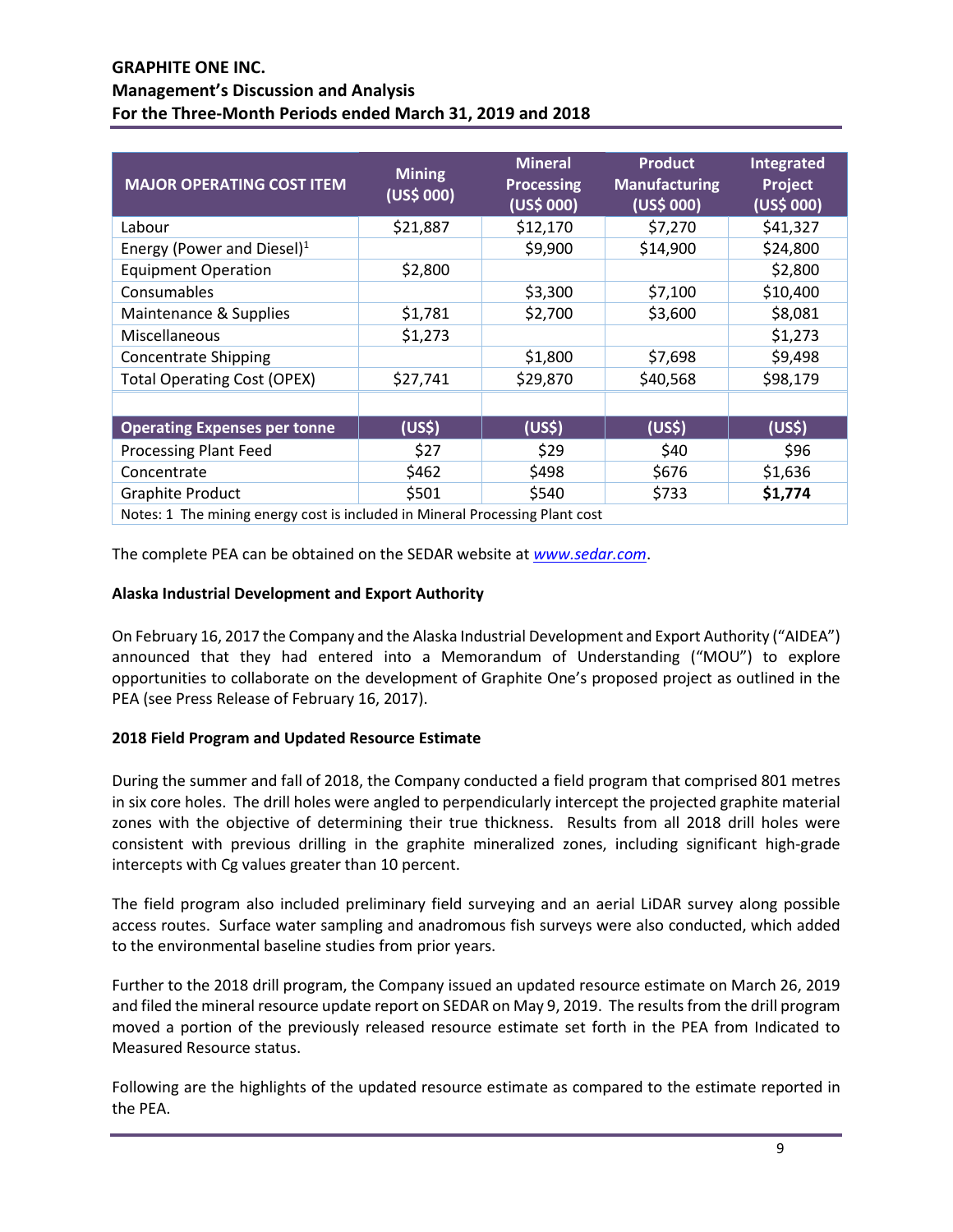| MAJOR OPERATING COST ITEM | Mining (US$ 000) | Mineral Processing (US$ 000) | Product Manufacturing (US$ 000) | Integrated Project (US$ 000) |
|---|---|---|---|---|
| Labour | $21,887 | $12,170 | $7,270 | $41,327 |
| Energy (Power and Diesel)[1] | | $9,900 | $14,900 | $24,800 |
| Equipment Operation | $2,800 | | | $2,800 |
| Consumables | | $3,300 | $7,100 | $10,400 |
| Maintenance & Supplies | $1,781 | $2,700 | $3,600 | $8,081 |
| Miscellaneous | $1,273 | | | $1,273 |
| Concentrate Shipping | | $1,800 | $7,698 | $9,498 |
| Total Operating Cost (OPEX) | $27,741 | $29,870 | $40,568 | $98,179 |
| | | | | |
| **Operating Expenses per tonne** | **(US$)** | **(US$)** | **(US$)** | **(US$)** |
| Processing Plant Feed | $27 | $29 | $40 | $96 |
| Concentrate | $462 | $498 | $676 | $1,636 |
| Graphite Product | $501 | $540 | $733 | **$1,774** |
| Notes: 1 The mining energy cost is included in Mineral Processing Plant cost | | | | |

The complete PEA can be obtained on the SEDAR website at *www.sedar.com*.

**Alaska Industrial Development and Export Authority**

On February 16, 2017 the Company and the Alaska Industrial Development and Export Authority ("AIDEA") announced that they had entered into a Memorandum of Understanding ("MOU") to explore opportunities to collaborate on the development of Graphite One's proposed project as outlined in the PEA (see Press Release of February 16, 2017).

**2018 Field Program and Updated Resource Estimate**

During the summer and fall of 2018, the Company conducted a field program that comprised 801 metres in six core holes. The drill holes were angled to perpendicularly intercept the projected graphite material zones with the objective of determining their true thickness. Results from all 2018 drill holes were consistent with previous drilling in the graphite mineralized zones, including significant high-grade intercepts with Cg values greater than 10 percent.

The field program also included preliminary field surveying and an aerial LiDAR survey along possible access routes. Surface water sampling and anadromous fish surveys were also conducted, which added to the environmental baseline studies from prior years.

Further to the 2018 drill program, the Company issued an updated resource estimate on March 26, 2019 and filed the mineral resource update report on SEDAR on May 9, 2019. The results from the drill program moved a portion of the previously released resource estimate set forth in the PEA from Indicated to Measured Resource status.

Following are the highlights of the updated resource estimate as compared to the estimate reported in the PEA.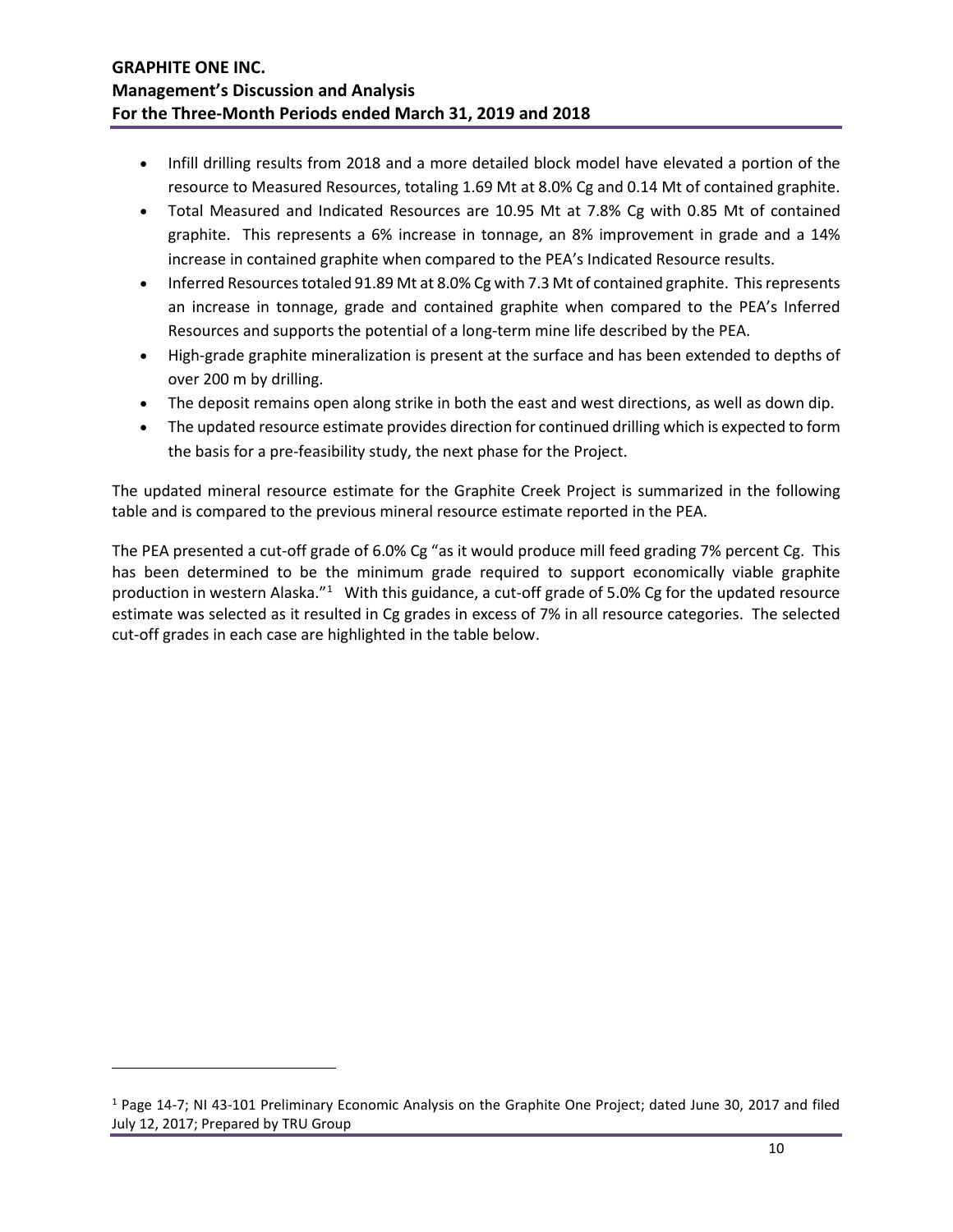- Infill drilling results from 2018 and a more detailed block model have elevated a portion of the resource to Measured Resources, totaling 1.69 Mt at 8.0% Cg and 0.14 Mt of contained graphite.
- Total Measured and Indicated Resources are 10.95 Mt at 7.8% Cg with 0.85 Mt of contained graphite. This represents a 6% increase in tonnage, an 8% improvement in grade and a 14% increase in contained graphite when compared to the PEA's Indicated Resource results.
- Inferred Resources totaled 91.89 Mt at 8.0% Cg with 7.3 Mt of contained graphite. This represents an increase in tonnage, grade and contained graphite when compared to the PEA's Inferred Resources and supports the potential of a long-term mine life described by the PEA.
- High-grade graphite mineralization is present at the surface and has been extended to depths of over 200 m by drilling.
- The deposit remains open along strike in both the east and west directions, as well as down dip.
- The updated resource estimate provides direction for continued drilling which is expected to form the basis for a pre-feasibility study, the next phase for the Project.

The updated mineral resource estimate for the Graphite Creek Project is summarized in the following table and is compared to the previous mineral resource estimate reported in the PEA.

The PEA presented a cut-off grade of 6.0% Cg "as it would produce mill feed grading 7% percent Cg. This has been determined to be the minimum grade required to support economically viable graphite production in western Alaska."[1] With this guidance, a cut-off grade of 5.0% Cg for the updated resource estimate was selected as it resulted in Cg grades in excess of 7% in all resource categories. The selected cut-off grades in each case are highlighted in the table below.

---

[1] Page 14-7; NI 43-101 Preliminary Economic Analysis on the Graphite One Project; dated June 30, 2017 and filed July 12, 2017; Prepared by TRU Group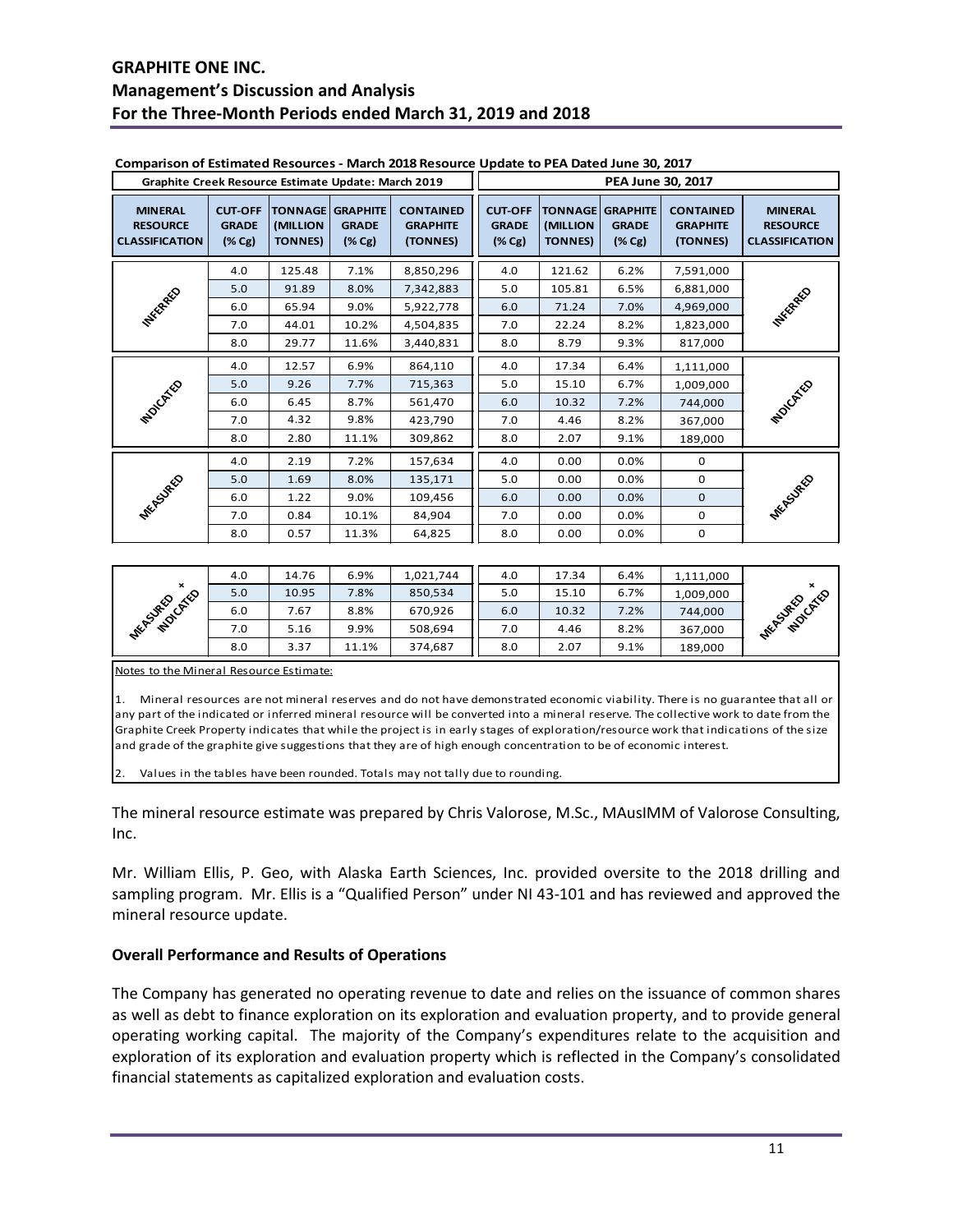**Comparison of Estimated Resources - March 2018 Resource Update to PEA Dated June 30, 2017**

| Graphite Creek Resource Estimate Update: March 2019 | | | | | PEA June 30, 2017 | | | | |
|---|---|---|---|---|---|---|---|---|---|
| MINERAL RESOURCE CLASSIFICATION | CUT-OFF GRADE (% Cg) | TONNAGE (MILLION TONNES) | GRAPHITE GRADE (% Cg) | CONTAINED GRAPHITE (TONNES) | CUT-OFF GRADE (% Cg) | TONNAGE (MILLION TONNES) | GRAPHITE GRADE (% Cg) | CONTAINED GRAPHITE (TONNES) | MINERAL RESOURCE CLASSIFICATION |
| INFERRED | 4.0 | 125.48 | 7.1% | 8,850,296 | 4.0 | 121.62 | 6.2% | 7,591,000 | INFERRED |
| | 5.0 | 91.89 | 8.0% | 7,342,883 | 5.0 | 105.81 | 6.5% | 6,881,000 | |
| | 6.0 | 65.94 | 9.0% | 5,922,778 | 6.0 | 71.24 | 7.0% | 4,969,000 | |
| | 7.0 | 44.01 | 10.2% | 4,504,835 | 7.0 | 22.24 | 8.2% | 1,823,000 | |
| | 8.0 | 29.77 | 11.6% | 3,440,831 | 8.0 | 8.79 | 9.3% | 817,000 | |
| INDICATED | 4.0 | 12.57 | 6.9% | 864,110 | 4.0 | 17.34 | 6.4% | 1,111,000 | INDICATED |
| | 5.0 | 9.26 | 7.7% | 715,363 | 5.0 | 15.10 | 6.7% | 1,009,000 | |
| | 6.0 | 6.45 | 8.7% | 561,470 | 6.0 | 10.32 | 7.2% | 744,000 | |
| | 7.0 | 4.32 | 9.8% | 423,790 | 7.0 | 4.46 | 8.2% | 367,000 | |
| | 8.0 | 2.80 | 11.1% | 309,862 | 8.0 | 2.07 | 9.1% | 189,000 | |
| MEASURED | 4.0 | 2.19 | 7.2% | 157,634 | 4.0 | 0.00 | 0.0% | 0 | MEASURED |
| | 5.0 | 1.69 | 8.0% | 135,171 | 5.0 | 0.00 | 0.0% | 0 | |
| | 6.0 | 1.22 | 9.0% | 109,456 | 6.0 | 0.00 | 0.0% | 0 | |
| | 7.0 | 0.84 | 10.1% | 84,904 | 7.0 | 0.00 | 0.0% | 0 | |
| | 8.0 | 0.57 | 11.3% | 64,825 | 8.0 | 0.00 | 0.0% | 0 | |
| MEASURED + INDICATED | 4.0 | 14.76 | 6.9% | 1,021,744 | 4.0 | 17.34 | 6.4% | 1,111,000 | MEASURED + INDICATED |
| | 5.0 | 10.95 | 7.8% | 850,534 | 5.0 | 15.10 | 6.7% | 1,009,000 | |
| | 6.0 | 7.67 | 8.8% | 670,926 | 6.0 | 10.32 | 7.2% | 744,000 | |
| | 7.0 | 5.16 | 9.9% | 508,694 | 7.0 | 4.46 | 8.2% | 367,000 | |
| | 8.0 | 3.37 | 11.1% | 374,687 | 8.0 | 2.07 | 9.1% | 189,000 | |

Notes to the Mineral Resource Estimate:

1. Mineral resources are not mineral reserves and do not have demonstrated economic viability. There is no guarantee that all or any part of the indicated or inferred mineral resource will be converted into a mineral reserve. The collective work to date from the Graphite Creek Property indicates that while the project is in early stages of exploration/resource work that indications of the size and grade of the graphite give suggestions that they are of high enough concentration to be of economic interest.

2. Values in the tables have been rounded. Totals may not tally due to rounding.

The mineral resource estimate was prepared by Chris Valorose, M.Sc., MAusIMM of Valorose Consulting, Inc.

Mr. William Ellis, P. Geo, with Alaska Earth Sciences, Inc. provided oversite to the 2018 drilling and sampling program. Mr. Ellis is a "Qualified Person" under NI 43-101 and has reviewed and approved the mineral resource update.

### Overall Performance and Results of Operations

The Company has generated no operating revenue to date and relies on the issuance of common shares as well as debt to finance exploration on its exploration and evaluation property, and to provide general operating working capital. The majority of the Company's expenditures relate to the acquisition and exploration of its exploration and evaluation property which is reflected in the Company's consolidated financial statements as capitalized exploration and evaluation costs.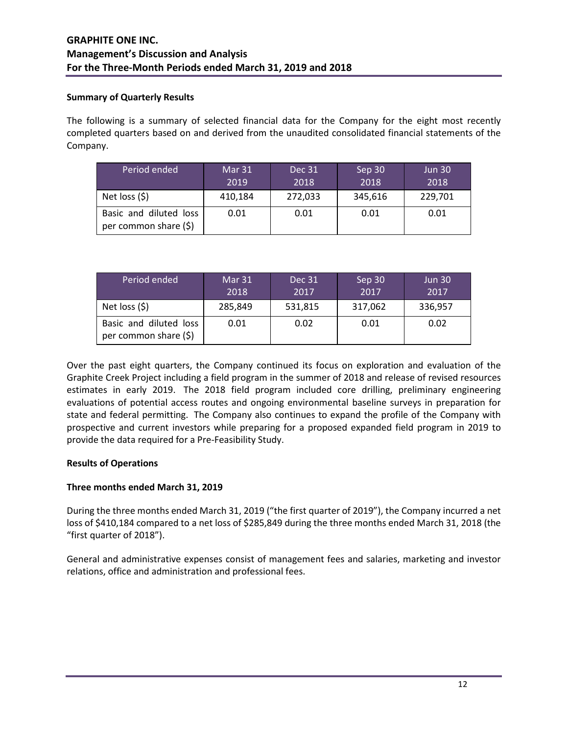**Summary of Quarterly Results**

The following is a summary of selected financial data for the Company for the eight most recently completed quarters based on and derived from the unaudited consolidated financial statements of the Company.

| Period ended | Mar 31 2019 | Dec 31 2018 | Sep 30 2018 | Jun 30 2018 |
|---|---|---|---|---|
| Net loss ($) | 410,184 | 272,033 | 345,616 | 229,701 |
| Basic and diluted loss per common share ($) | 0.01 | 0.01 | 0.01 | 0.01 |

| Period ended | Mar 31 2018 | Dec 31 2017 | Sep 30 2017 | Jun 30 2017 |
|---|---|---|---|---|
| Net loss ($) | 285,849 | 531,815 | 317,062 | 336,957 |
| Basic and diluted loss per common share ($) | 0.01 | 0.02 | 0.01 | 0.02 |

Over the past eight quarters, the Company continued its focus on exploration and evaluation of the Graphite Creek Project including a field program in the summer of 2018 and release of revised resources estimates in early 2019. The 2018 field program included core drilling, preliminary engineering evaluations of potential access routes and ongoing environmental baseline surveys in preparation for state and federal permitting. The Company also continues to expand the profile of the Company with prospective and current investors while preparing for a proposed expanded field program in 2019 to provide the data required for a Pre-Feasibility Study.

**Results of Operations**

**Three months ended March 31, 2019**

During the three months ended March 31, 2019 ("the first quarter of 2019"), the Company incurred a net loss of $410,184 compared to a net loss of $285,849 during the three months ended March 31, 2018 (the "first quarter of 2018").

General and administrative expenses consist of management fees and salaries, marketing and investor relations, office and administration and professional fees.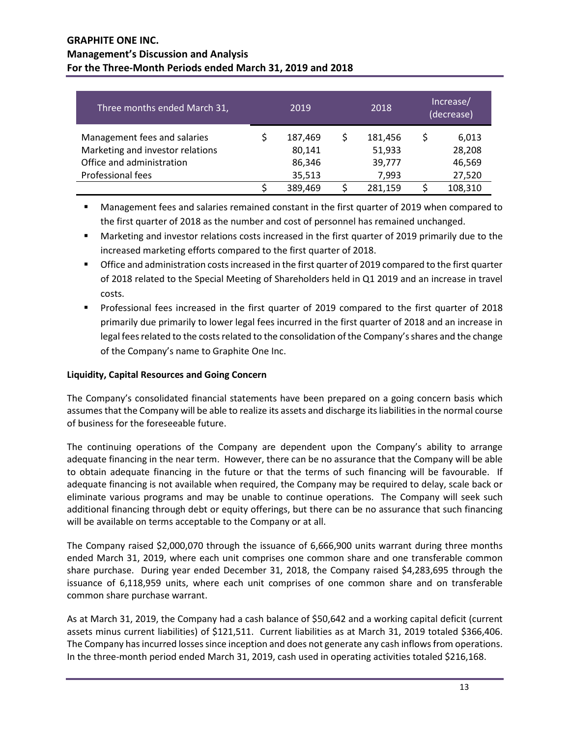| Three months ended March 31, | 2019 | 2018 | Increase/ (decrease) |
|---|---|---|---|
| Management fees and salaries | $ 187,469 | $ 181,456 | $ 6,013 |
| Marketing and investor relations | 80,141 | 51,933 | 28,208 |
| Office and administration | 86,346 | 39,777 | 46,569 |
| Professional fees | 35,513 | 7,993 | 27,520 |
| | $ 389,469 | $ 281,159 | $ 108,310 |

- Management fees and salaries remained constant in the first quarter of 2019 when compared to the first quarter of 2018 as the number and cost of personnel has remained unchanged.
- Marketing and investor relations costs increased in the first quarter of 2019 primarily due to the increased marketing efforts compared to the first quarter of 2018.
- Office and administration costs increased in the first quarter of 2019 compared to the first quarter of 2018 related to the Special Meeting of Shareholders held in Q1 2019 and an increase in travel costs.
- Professional fees increased in the first quarter of 2019 compared to the first quarter of 2018 primarily due primarily to lower legal fees incurred in the first quarter of 2018 and an increase in legal fees related to the costs related to the consolidation of the Company's shares and the change of the Company's name to Graphite One Inc.

**Liquidity, Capital Resources and Going Concern**

The Company's consolidated financial statements have been prepared on a going concern basis which assumes that the Company will be able to realize its assets and discharge its liabilities in the normal course of business for the foreseeable future.

The continuing operations of the Company are dependent upon the Company's ability to arrange adequate financing in the near term. However, there can be no assurance that the Company will be able to obtain adequate financing in the future or that the terms of such financing will be favourable. If adequate financing is not available when required, the Company may be required to delay, scale back or eliminate various programs and may be unable to continue operations. The Company will seek such additional financing through debt or equity offerings, but there can be no assurance that such financing will be available on terms acceptable to the Company or at all.

The Company raised $2,000,070 through the issuance of 6,666,900 units warrant during three months ended March 31, 2019, where each unit comprises one common share and one transferable common share purchase. During year ended December 31, 2018, the Company raised $4,283,695 through the issuance of 6,118,959 units, where each unit comprises of one common share and on transferable common share purchase warrant.

As at March 31, 2019, the Company had a cash balance of $50,642 and a working capital deficit (current assets minus current liabilities) of $121,511. Current liabilities as at March 31, 2019 totaled $366,406. The Company has incurred losses since inception and does not generate any cash inflows from operations. In the three-month period ended March 31, 2019, cash used in operating activities totaled $216,168.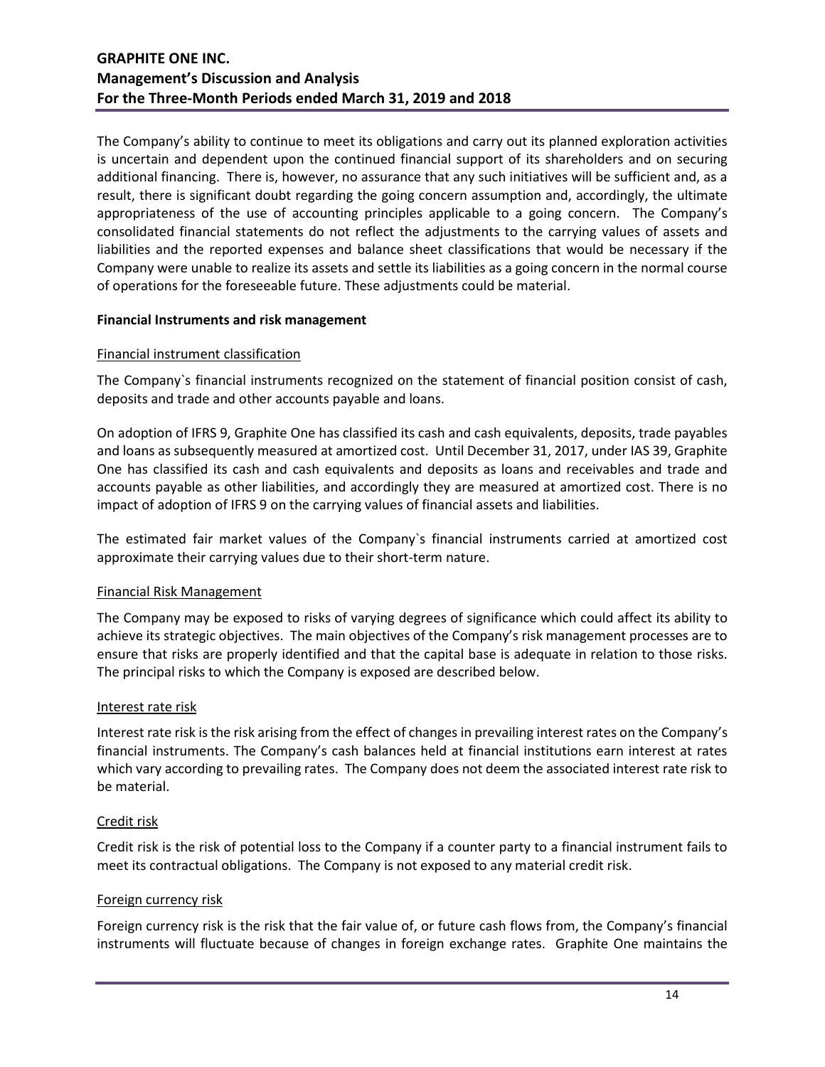The Company's ability to continue to meet its obligations and carry out its planned exploration activities is uncertain and dependent upon the continued financial support of its shareholders and on securing additional financing. There is, however, no assurance that any such initiatives will be sufficient and, as a result, there is significant doubt regarding the going concern assumption and, accordingly, the ultimate appropriateness of the use of accounting principles applicable to a going concern. The Company's consolidated financial statements do not reflect the adjustments to the carrying values of assets and liabilities and the reported expenses and balance sheet classifications that would be necessary if the Company were unable to realize its assets and settle its liabilities as a going concern in the normal course of operations for the foreseeable future. These adjustments could be material.

**Financial Instruments and risk management**

Financial instrument classification

The Company`s financial instruments recognized on the statement of financial position consist of cash, deposits and trade and other accounts payable and loans.

On adoption of IFRS 9, Graphite One has classified its cash and cash equivalents, deposits, trade payables and loans as subsequently measured at amortized cost. Until December 31, 2017, under IAS 39, Graphite One has classified its cash and cash equivalents and deposits as loans and receivables and trade and accounts payable as other liabilities, and accordingly they are measured at amortized cost. There is no impact of adoption of IFRS 9 on the carrying values of financial assets and liabilities.

The estimated fair market values of the Company`s financial instruments carried at amortized cost approximate their carrying values due to their short-term nature.

Financial Risk Management

The Company may be exposed to risks of varying degrees of significance which could affect its ability to achieve its strategic objectives. The main objectives of the Company's risk management processes are to ensure that risks are properly identified and that the capital base is adequate in relation to those risks. The principal risks to which the Company is exposed are described below.

Interest rate risk

Interest rate risk is the risk arising from the effect of changes in prevailing interest rates on the Company's financial instruments. The Company's cash balances held at financial institutions earn interest at rates which vary according to prevailing rates. The Company does not deem the associated interest rate risk to be material.

Credit risk

Credit risk is the risk of potential loss to the Company if a counter party to a financial instrument fails to meet its contractual obligations. The Company is not exposed to any material credit risk.

Foreign currency risk

Foreign currency risk is the risk that the fair value of, or future cash flows from, the Company's financial instruments will fluctuate because of changes in foreign exchange rates. Graphite One maintains the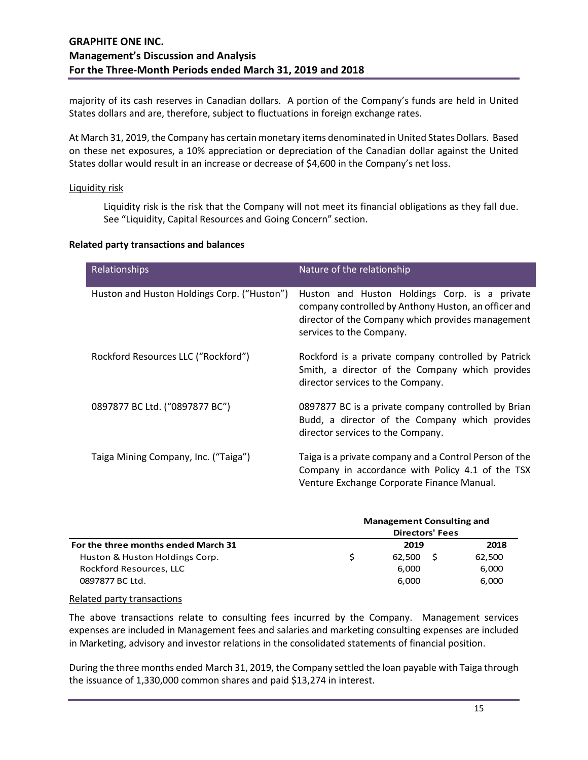majority of its cash reserves in Canadian dollars. A portion of the Company's funds are held in United States dollars and are, therefore, subject to fluctuations in foreign exchange rates.

At March 31, 2019, the Company has certain monetary items denominated in United States Dollars. Based on these net exposures, a 10% appreciation or depreciation of the Canadian dollar against the United States dollar would result in an increase or decrease of $4,600 in the Company's net loss.

Liquidity risk

Liquidity risk is the risk that the Company will not meet its financial obligations as they fall due. See "Liquidity, Capital Resources and Going Concern" section.

**Related party transactions and balances**

| Relationships | Nature of the relationship |
|---|---|
| Huston and Huston Holdings Corp. ("Huston") | Huston and Huston Holdings Corp. is a private company controlled by Anthony Huston, an officer and director of the Company which provides management services to the Company. |
| Rockford Resources LLC ("Rockford") | Rockford is a private company controlled by Patrick Smith, a director of the Company which provides director services to the Company. |
| 0897877 BC Ltd. ("0897877 BC") | 0897877 BC is a private company controlled by Brian Budd, a director of the Company which provides director services to the Company. |
| Taiga Mining Company, Inc. ("Taiga") | Taiga is a private company and a Control Person of the Company in accordance with Policy 4.1 of the TSX Venture Exchange Corporate Finance Manual. |

| | Management Consulting and Directors' Fees | |
|---|---|---|
| **For the three months ended March 31** | **2019** | **2018** |
| Huston & Huston Holdings Corp. | $ 62,500 | $ 62,500 |
| Rockford Resources, LLC | 6,000 | 6,000 |
| 0897877 BC Ltd. | 6,000 | 6,000 |

Related party transactions

The above transactions relate to consulting fees incurred by the Company. Management services expenses are included in Management fees and salaries and marketing consulting expenses are included in Marketing, advisory and investor relations in the consolidated statements of financial position.

During the three months ended March 31, 2019, the Company settled the loan payable with Taiga through the issuance of 1,330,000 common shares and paid $13,274 in interest.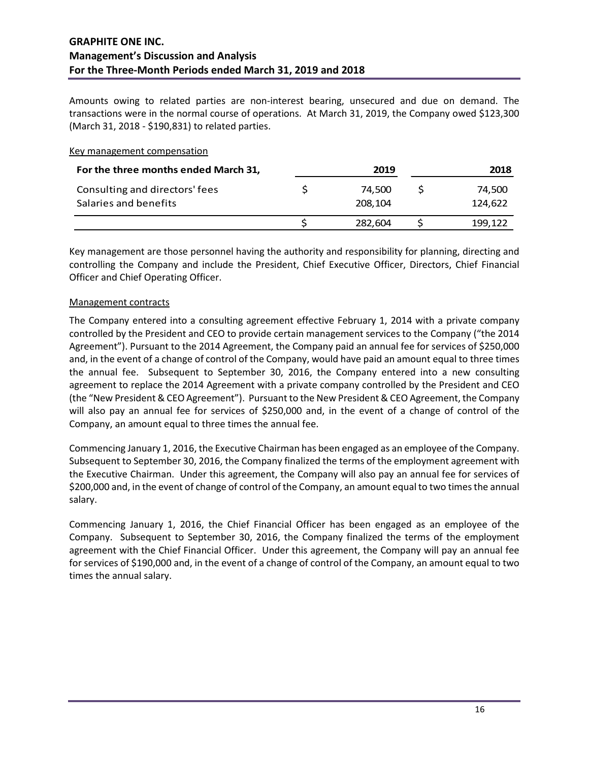Amounts owing to related parties are non-interest bearing, unsecured and due on demand. The transactions were in the normal course of operations. At March 31, 2019, the Company owed $123,300 (March 31, 2018 - $190,831) to related parties.

Key management compensation

| For the three months ended March 31, | 2019 | 2018 |
|---|---|---|
| Consulting and directors' fees | $ 74,500 | $ 74,500 |
| Salaries and benefits | 208,104 | 124,622 |
| | $ 282,604 | $ 199,122 |

Key management are those personnel having the authority and responsibility for planning, directing and controlling the Company and include the President, Chief Executive Officer, Directors, Chief Financial Officer and Chief Operating Officer.

Management contracts

The Company entered into a consulting agreement effective February 1, 2014 with a private company controlled by the President and CEO to provide certain management services to the Company ("the 2014 Agreement"). Pursuant to the 2014 Agreement, the Company paid an annual fee for services of $250,000 and, in the event of a change of control of the Company, would have paid an amount equal to three times the annual fee. Subsequent to September 30, 2016, the Company entered into a new consulting agreement to replace the 2014 Agreement with a private company controlled by the President and CEO (the "New President & CEO Agreement"). Pursuant to the New President & CEO Agreement, the Company will also pay an annual fee for services of $250,000 and, in the event of a change of control of the Company, an amount equal to three times the annual fee.

Commencing January 1, 2016, the Executive Chairman has been engaged as an employee of the Company. Subsequent to September 30, 2016, the Company finalized the terms of the employment agreement with the Executive Chairman. Under this agreement, the Company will also pay an annual fee for services of $200,000 and, in the event of change of control of the Company, an amount equal to two times the annual salary.

Commencing January 1, 2016, the Chief Financial Officer has been engaged as an employee of the Company. Subsequent to September 30, 2016, the Company finalized the terms of the employment agreement with the Chief Financial Officer. Under this agreement, the Company will pay an annual fee for services of $190,000 and, in the event of a change of control of the Company, an amount equal to two times the annual salary.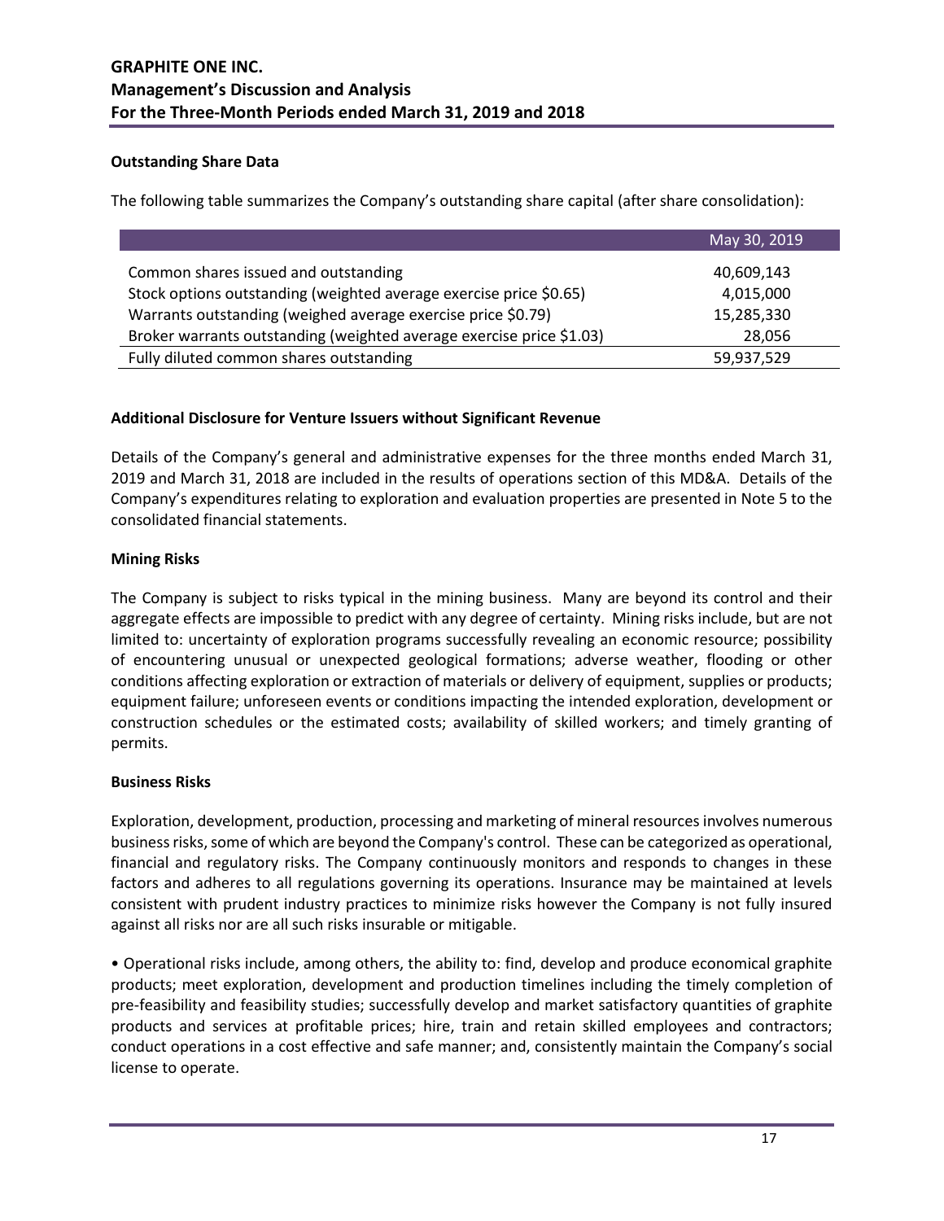## Outstanding Share Data

The following table summarizes the Company's outstanding share capital (after share consolidation):

| | May 30, 2019 |
|---|---|
| Common shares issued and outstanding | 40,609,143 |
| Stock options outstanding (weighted average exercise price $0.65) | 4,015,000 |
| Warrants outstanding (weighed average exercise price $0.79) | 15,285,330 |
| Broker warrants outstanding (weighted average exercise price $1.03) | 28,056 |
| Fully diluted common shares outstanding | 59,937,529 |

## Additional Disclosure for Venture Issuers without Significant Revenue

Details of the Company's general and administrative expenses for the three months ended March 31, 2019 and March 31, 2018 are included in the results of operations section of this MD&A. Details of the Company's expenditures relating to exploration and evaluation properties are presented in Note 5 to the consolidated financial statements.

## Mining Risks

The Company is subject to risks typical in the mining business. Many are beyond its control and their aggregate effects are impossible to predict with any degree of certainty. Mining risks include, but are not limited to: uncertainty of exploration programs successfully revealing an economic resource; possibility of encountering unusual or unexpected geological formations; adverse weather, flooding or other conditions affecting exploration or extraction of materials or delivery of equipment, supplies or products; equipment failure; unforeseen events or conditions impacting the intended exploration, development or construction schedules or the estimated costs; availability of skilled workers; and timely granting of permits.

## Business Risks

Exploration, development, production, processing and marketing of mineral resources involves numerous business risks, some of which are beyond the Company's control. These can be categorized as operational, financial and regulatory risks. The Company continuously monitors and responds to changes in these factors and adheres to all regulations governing its operations. Insurance may be maintained at levels consistent with prudent industry practices to minimize risks however the Company is not fully insured against all risks nor are all such risks insurable or mitigable.

- Operational risks include, among others, the ability to: find, develop and produce economical graphite products; meet exploration, development and production timelines including the timely completion of pre-feasibility and feasibility studies; successfully develop and market satisfactory quantities of graphite products and services at profitable prices; hire, train and retain skilled employees and contractors; conduct operations in a cost effective and safe manner; and, consistently maintain the Company's social license to operate.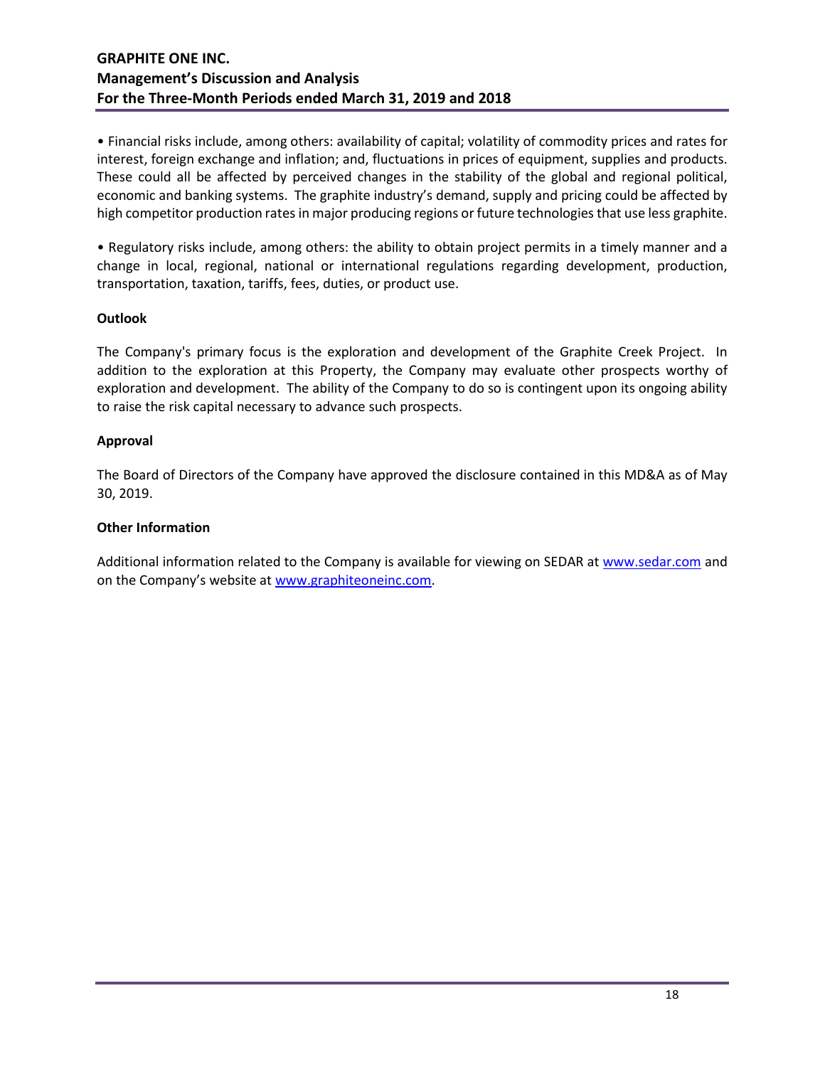• Financial risks include, among others: availability of capital; volatility of commodity prices and rates for interest, foreign exchange and inflation; and, fluctuations in prices of equipment, supplies and products. These could all be affected by perceived changes in the stability of the global and regional political, economic and banking systems. The graphite industry's demand, supply and pricing could be affected by high competitor production rates in major producing regions or future technologies that use less graphite.

• Regulatory risks include, among others: the ability to obtain project permits in a timely manner and a change in local, regional, national or international regulations regarding development, production, transportation, taxation, tariffs, fees, duties, or product use.

**Outlook**

The Company's primary focus is the exploration and development of the Graphite Creek Project. In addition to the exploration at this Property, the Company may evaluate other prospects worthy of exploration and development. The ability of the Company to do so is contingent upon its ongoing ability to raise the risk capital necessary to advance such prospects.

**Approval**

The Board of Directors of the Company have approved the disclosure contained in this MD&A as of May 30, 2019.

**Other Information**

Additional information related to the Company is available for viewing on SEDAR at www.sedar.com and on the Company's website at www.graphiteoneinc.com.